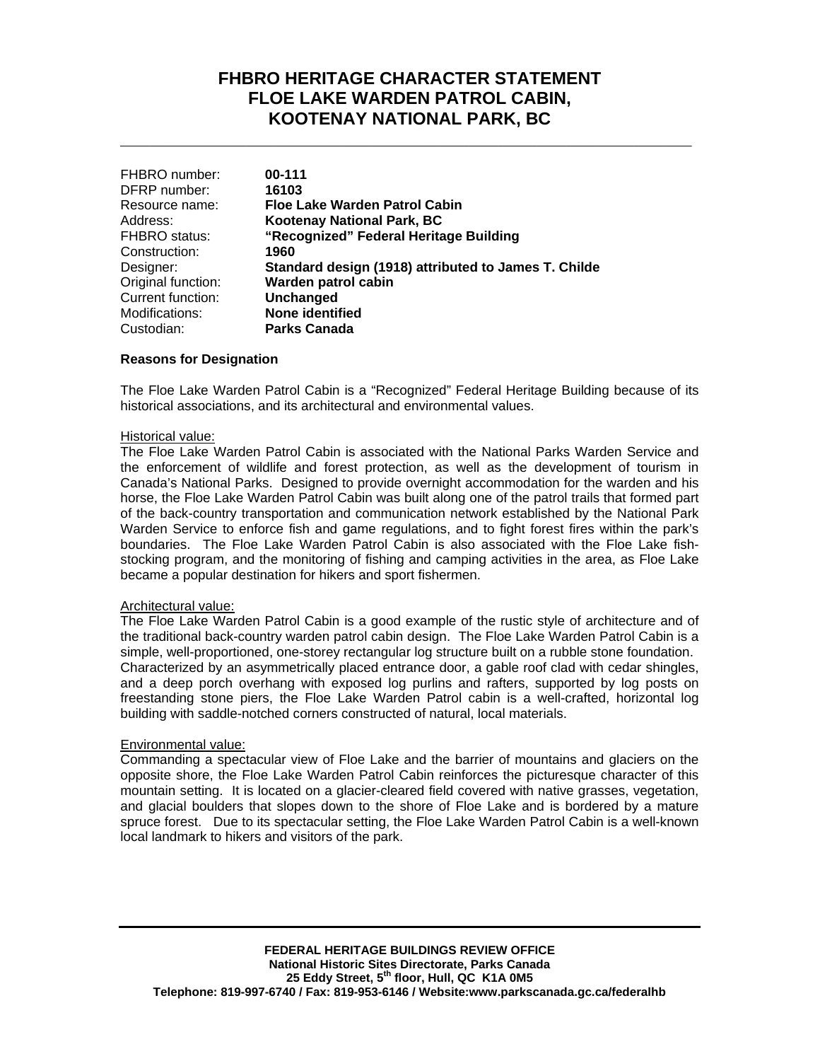# FHBRO HERITAGE CHARACTER STATEMENT
# FLOE LAKE WARDEN PATROL CABIN, KOOTENAY NATIONAL PARK, BC

| | |
|---|---|
| FHBRO number: | **00-111** |
| DFRP number: | **16103** |
| Resource name: | **Floe Lake Warden Patrol Cabin** |
| Address: | **Kootenay National Park, BC** |
| FHBRO status: | **“Recognized” Federal Heritage Building** |
| Construction: | **1960** |
| Designer: | **Standard design (1918) attributed to James T. Childe** |
| Original function: | **Warden patrol cabin** |
| Current function: | **Unchanged** |
| Modifications: | **None identified** |
| Custodian: | **Parks Canada** |

**Reasons for Designation**

The Floe Lake Warden Patrol Cabin is a “Recognized” Federal Heritage Building because of its historical associations, and its architectural and environmental values.

Historical value:
The Floe Lake Warden Patrol Cabin is associated with the National Parks Warden Service and the enforcement of wildlife and forest protection, as well as the development of tourism in Canada’s National Parks. Designed to provide overnight accommodation for the warden and his horse, the Floe Lake Warden Patrol Cabin was built along one of the patrol trails that formed part of the back-country transportation and communication network established by the National Park Warden Service to enforce fish and game regulations, and to fight forest fires within the park’s boundaries. The Floe Lake Warden Patrol Cabin is also associated with the Floe Lake fish-stocking program, and the monitoring of fishing and camping activities in the area, as Floe Lake became a popular destination for hikers and sport fishermen.

Architectural value:
The Floe Lake Warden Patrol Cabin is a good example of the rustic style of architecture and of the traditional back-country warden patrol cabin design. The Floe Lake Warden Patrol Cabin is a simple, well-proportioned, one-storey rectangular log structure built on a rubble stone foundation. Characterized by an asymmetrically placed entrance door, a gable roof clad with cedar shingles, and a deep porch overhang with exposed log purlins and rafters, supported by log posts on freestanding stone piers, the Floe Lake Warden Patrol cabin is a well-crafted, horizontal log building with saddle-notched corners constructed of natural, local materials.

Environmental value:
Commanding a spectacular view of Floe Lake and the barrier of mountains and glaciers on the opposite shore, the Floe Lake Warden Patrol Cabin reinforces the picturesque character of this mountain setting. It is located on a glacier-cleared field covered with native grasses, vegetation, and glacial boulders that slopes down to the shore of Floe Lake and is bordered by a mature spruce forest. Due to its spectacular setting, the Floe Lake Warden Patrol Cabin is a well-known local landmark to hikers and visitors of the park.

**FEDERAL HERITAGE BUILDINGS REVIEW OFFICE**
**National Historic Sites Directorate, Parks Canada**
**25 Eddy Street, 5th floor, Hull, QC K1A 0M5**
**Telephone: 819-997-6740 / Fax: 819-953-6146 / Website:www.parkscanada.gc.ca/federalhb**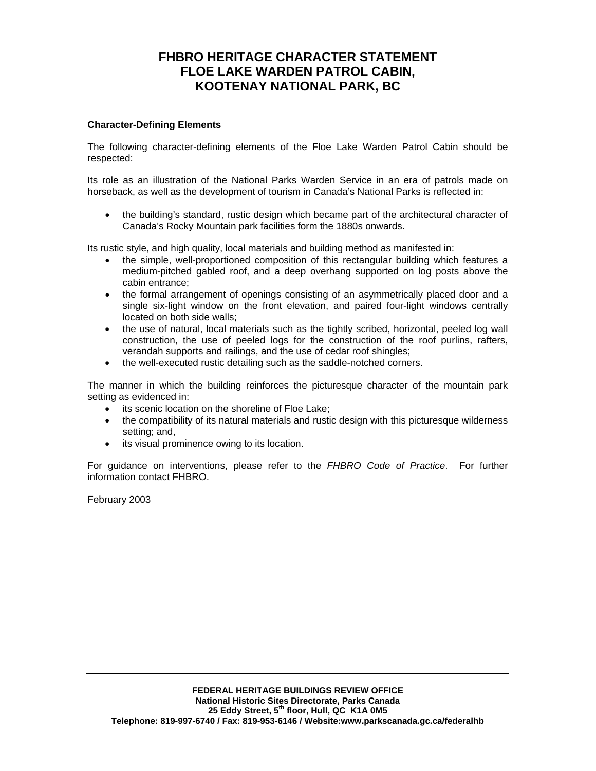# FHBRO HERITAGE CHARACTER STATEMENT
# FLOE LAKE WARDEN PATROL CABIN, KOOTENAY NATIONAL PARK, BC

---

**Character-Defining Elements**

The following character-defining elements of the Floe Lake Warden Patrol Cabin should be respected:

Its role as an illustration of the National Parks Warden Service in an era of patrols made on horseback, as well as the development of tourism in Canada's National Parks is reflected in:

- the building's standard, rustic design which became part of the architectural character of Canada's Rocky Mountain park facilities form the 1880s onwards.

Its rustic style, and high quality, local materials and building method as manifested in:

- the simple, well-proportioned composition of this rectangular building which features a medium-pitched gabled roof, and a deep overhang supported on log posts above the cabin entrance;
- the formal arrangement of openings consisting of an asymmetrically placed door and a single six-light window on the front elevation, and paired four-light windows centrally located on both side walls;
- the use of natural, local materials such as the tightly scribed, horizontal, peeled log wall construction, the use of peeled logs for the construction of the roof purlins, rafters, verandah supports and railings, and the use of cedar roof shingles;
- the well-executed rustic detailing such as the saddle-notched corners.

The manner in which the building reinforces the picturesque character of the mountain park setting as evidenced in:

- its scenic location on the shoreline of Floe Lake;
- the compatibility of its natural materials and rustic design with this picturesque wilderness setting; and,
- its visual prominence owing to its location.

For guidance on interventions, please refer to the *FHBRO Code of Practice*. For further information contact FHBRO.

February 2003

---

**FEDERAL HERITAGE BUILDINGS REVIEW OFFICE**
**National Historic Sites Directorate, Parks Canada**
**25 Eddy Street, 5th floor, Hull, QC K1A 0M5**
**Telephone: 819-997-6740 / Fax: 819-953-6146 / Website:www.parkscanada.gc.ca/federalhb**